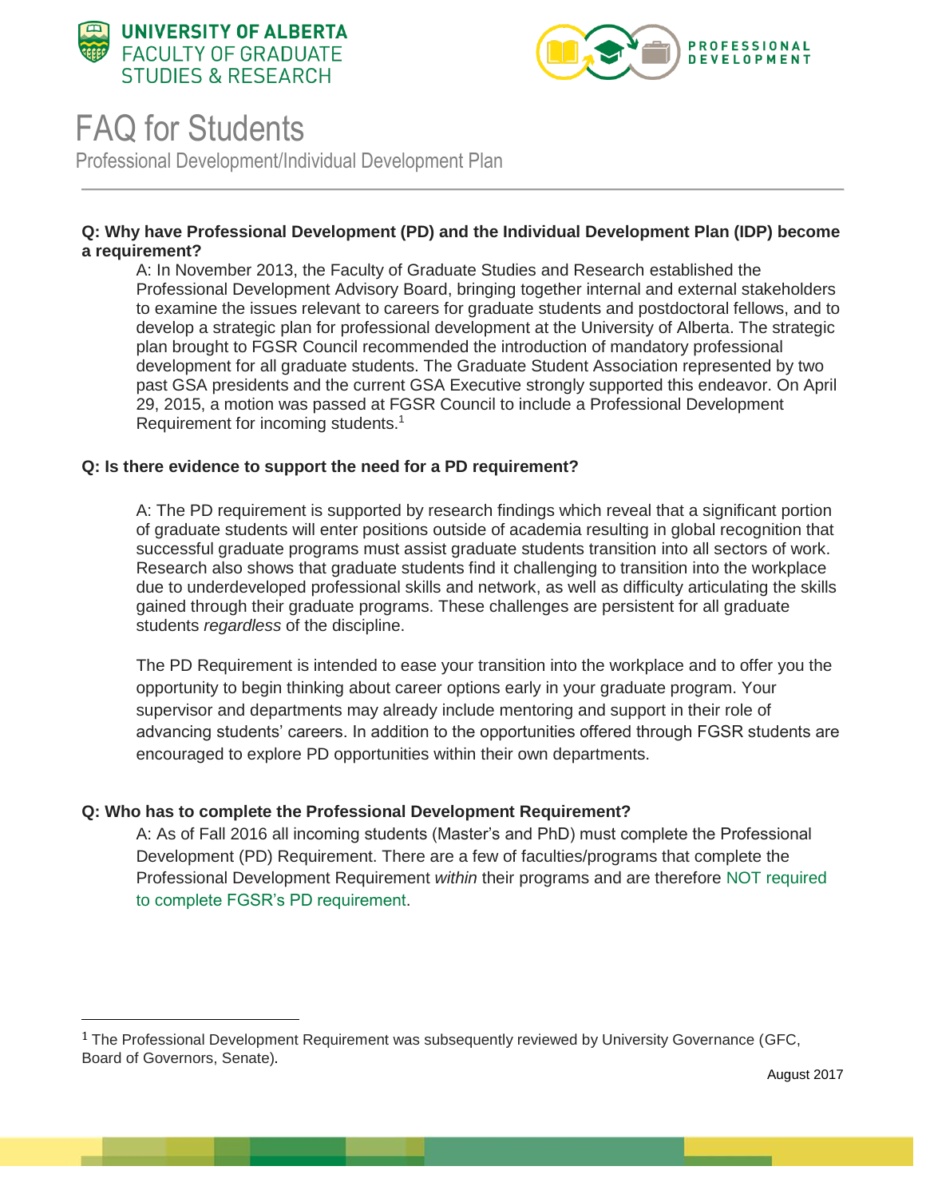UNIVERSITY OF ALBERTA
FACULTY OF GRADUATE STUDIES & RESEARCH

PROFESSIONAL DEVELOPMENT

# FAQ for Students

## Professional Development/Individual Development Plan

**Q: Why have Professional Development (PD) and the Individual Development Plan (IDP) become a requirement?**

A: In November 2013, the Faculty of Graduate Studies and Research established the Professional Development Advisory Board, bringing together internal and external stakeholders to examine the issues relevant to careers for graduate students and postdoctoral fellows, and to develop a strategic plan for professional development at the University of Alberta. The strategic plan brought to FGSR Council recommended the introduction of mandatory professional development for all graduate students. The Graduate Student Association represented by two past GSA presidents and the current GSA Executive strongly supported this endeavor. On April 29, 2015, a motion was passed at FGSR Council to include a Professional Development Requirement for incoming students.[1]

**Q: Is there evidence to support the need for a PD requirement?**

A: The PD requirement is supported by research findings which reveal that a significant portion of graduate students will enter positions outside of academia resulting in global recognition that successful graduate programs must assist graduate students transition into all sectors of work. Research also shows that graduate students find it challenging to transition into the workplace due to underdeveloped professional skills and network, as well as difficulty articulating the skills gained through their graduate programs. These challenges are persistent for all graduate students *regardless* of the discipline.

The PD Requirement is intended to ease your transition into the workplace and to offer you the opportunity to begin thinking about career options early in your graduate program. Your supervisor and departments may already include mentoring and support in their role of advancing students' careers. In addition to the opportunities offered through FGSR students are encouraged to explore PD opportunities within their own departments.

**Q: Who has to complete the Professional Development Requirement?**

A: As of Fall 2016 all incoming students (Master's and PhD) must complete the Professional Development (PD) Requirement. There are a few of faculties/programs that complete the Professional Development Requirement *within* their programs and are therefore NOT required to complete FGSR's PD requirement.

[1] The Professional Development Requirement was subsequently reviewed by University Governance (GFC, Board of Governors, Senate).

August 2017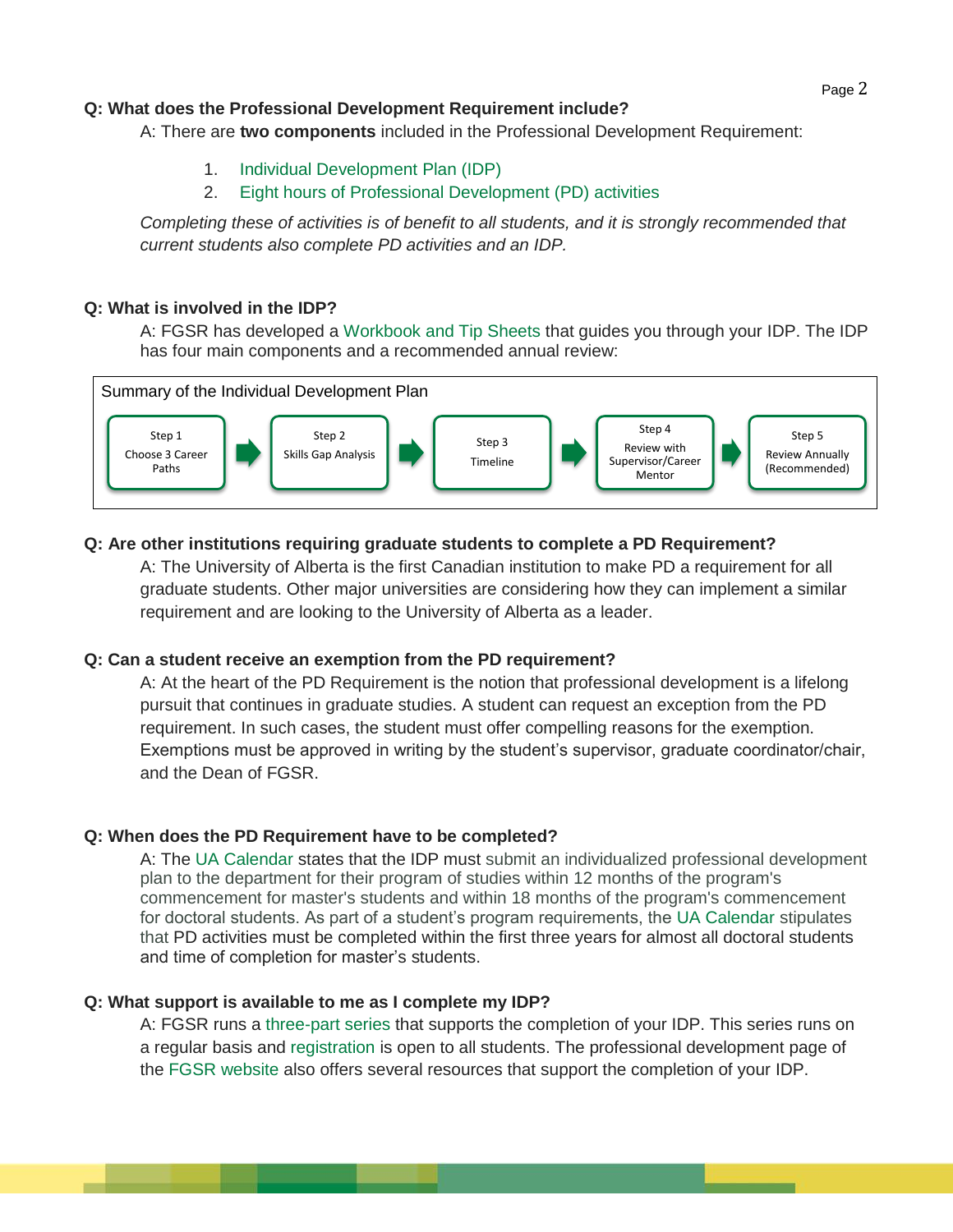**Q: What does the Professional Development Requirement include?**

A: There are **two components** included in the Professional Development Requirement:

1. Individual Development Plan (IDP)
2. Eight hours of Professional Development (PD) activities

*Completing these of activities is of benefit to all students, and it is strongly recommended that current students also complete PD activities and an IDP.*

**Q: What is involved in the IDP?**

A: FGSR has developed a Workbook and Tip Sheets that guides you through your IDP. The IDP has four main components and a recommended annual review:

Summary of the Individual Development Plan

Step 1: Choose 3 Career Paths → Step 2: Skills Gap Analysis → Step 3: Timeline → Step 4: Review with Supervisor/Career Mentor → Step 5: Review Annually (Recommended)

**Q: Are other institutions requiring graduate students to complete a PD Requirement?**

A: The University of Alberta is the first Canadian institution to make PD a requirement for all graduate students. Other major universities are considering how they can implement a similar requirement and are looking to the University of Alberta as a leader.

**Q: Can a student receive an exemption from the PD requirement?**

A: At the heart of the PD Requirement is the notion that professional development is a lifelong pursuit that continues in graduate studies. A student can request an exception from the PD requirement. In such cases, the student must offer compelling reasons for the exemption. Exemptions must be approved in writing by the student's supervisor, graduate coordinator/chair, and the Dean of FGSR.

**Q: When does the PD Requirement have to be completed?**

A: The UA Calendar states that the IDP must submit an individualized professional development plan to the department for their program of studies within 12 months of the program's commencement for master's students and within 18 months of the program's commencement for doctoral students. As part of a student's program requirements, the UA Calendar stipulates that PD activities must be completed within the first three years for almost all doctoral students and time of completion for master's students.

**Q: What support is available to me as I complete my IDP?**

A: FGSR runs a three-part series that supports the completion of your IDP. This series runs on a regular basis and registration is open to all students. The professional development page of the FGSR website also offers several resources that support the completion of your IDP.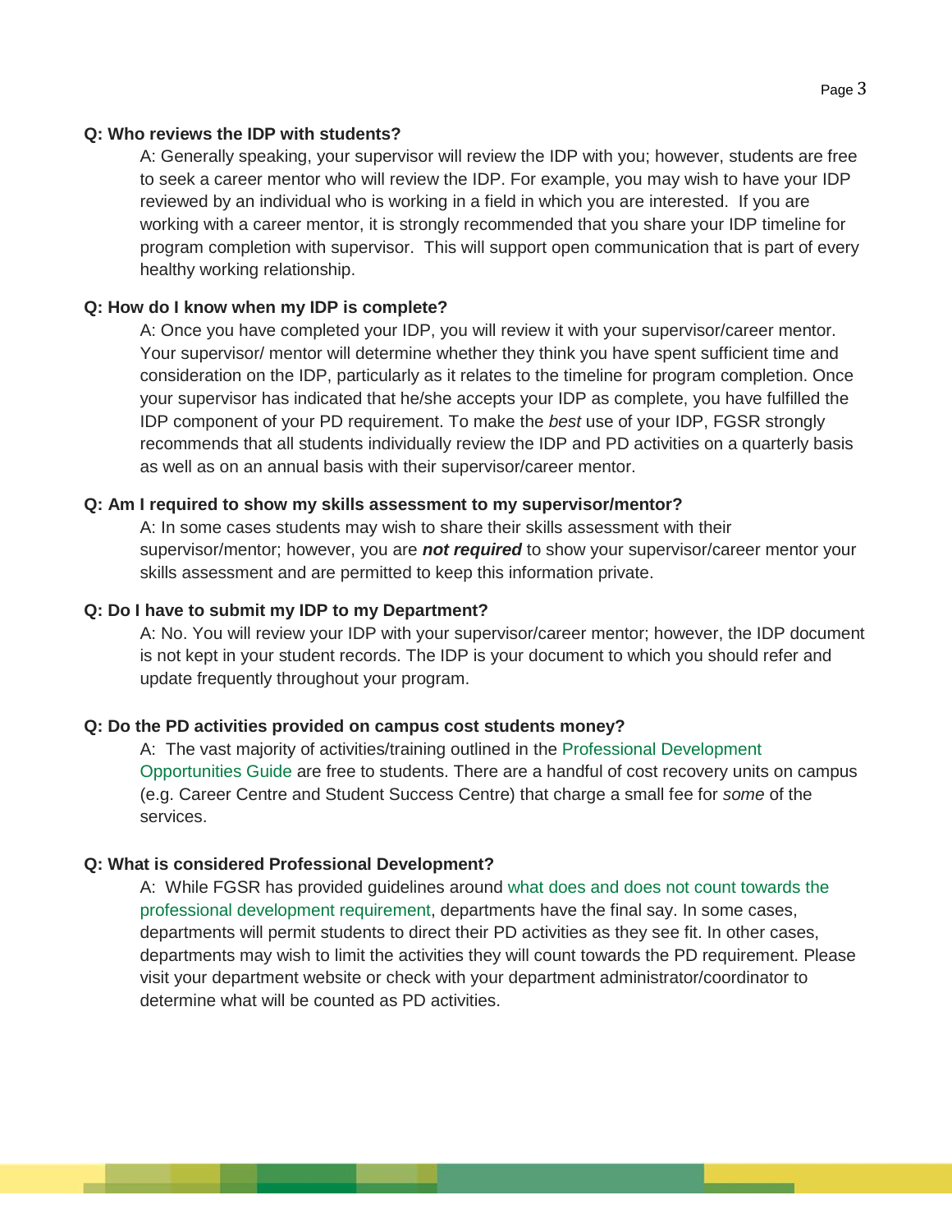**Q: Who reviews the IDP with students?**

A: Generally speaking, your supervisor will review the IDP with you; however, students are free to seek a career mentor who will review the IDP. For example, you may wish to have your IDP reviewed by an individual who is working in a field in which you are interested. If you are working with a career mentor, it is strongly recommended that you share your IDP timeline for program completion with supervisor. This will support open communication that is part of every healthy working relationship.

**Q: How do I know when my IDP is complete?**

A: Once you have completed your IDP, you will review it with your supervisor/career mentor. Your supervisor/ mentor will determine whether they think you have spent sufficient time and consideration on the IDP, particularly as it relates to the timeline for program completion. Once your supervisor has indicated that he/she accepts your IDP as complete, you have fulfilled the IDP component of your PD requirement. To make the *best* use of your IDP, FGSR strongly recommends that all students individually review the IDP and PD activities on a quarterly basis as well as on an annual basis with their supervisor/career mentor.

**Q: Am I required to show my skills assessment to my supervisor/mentor?**

A: In some cases students may wish to share their skills assessment with their supervisor/mentor; however, you are ***not required*** to show your supervisor/career mentor your skills assessment and are permitted to keep this information private.

**Q: Do I have to submit my IDP to my Department?**

A: No. You will review your IDP with your supervisor/career mentor; however, the IDP document is not kept in your student records. The IDP is your document to which you should refer and update frequently throughout your program.

**Q: Do the PD activities provided on campus cost students money?**

A: The vast majority of activities/training outlined in the Professional Development Opportunities Guide are free to students. There are a handful of cost recovery units on campus (e.g. Career Centre and Student Success Centre) that charge a small fee for *some* of the services.

**Q: What is considered Professional Development?**

A: While FGSR has provided guidelines around what does and does not count towards the professional development requirement, departments have the final say. In some cases, departments will permit students to direct their PD activities as they see fit. In other cases, departments may wish to limit the activities they will count towards the PD requirement. Please visit your department website or check with your department administrator/coordinator to determine what will be counted as PD activities.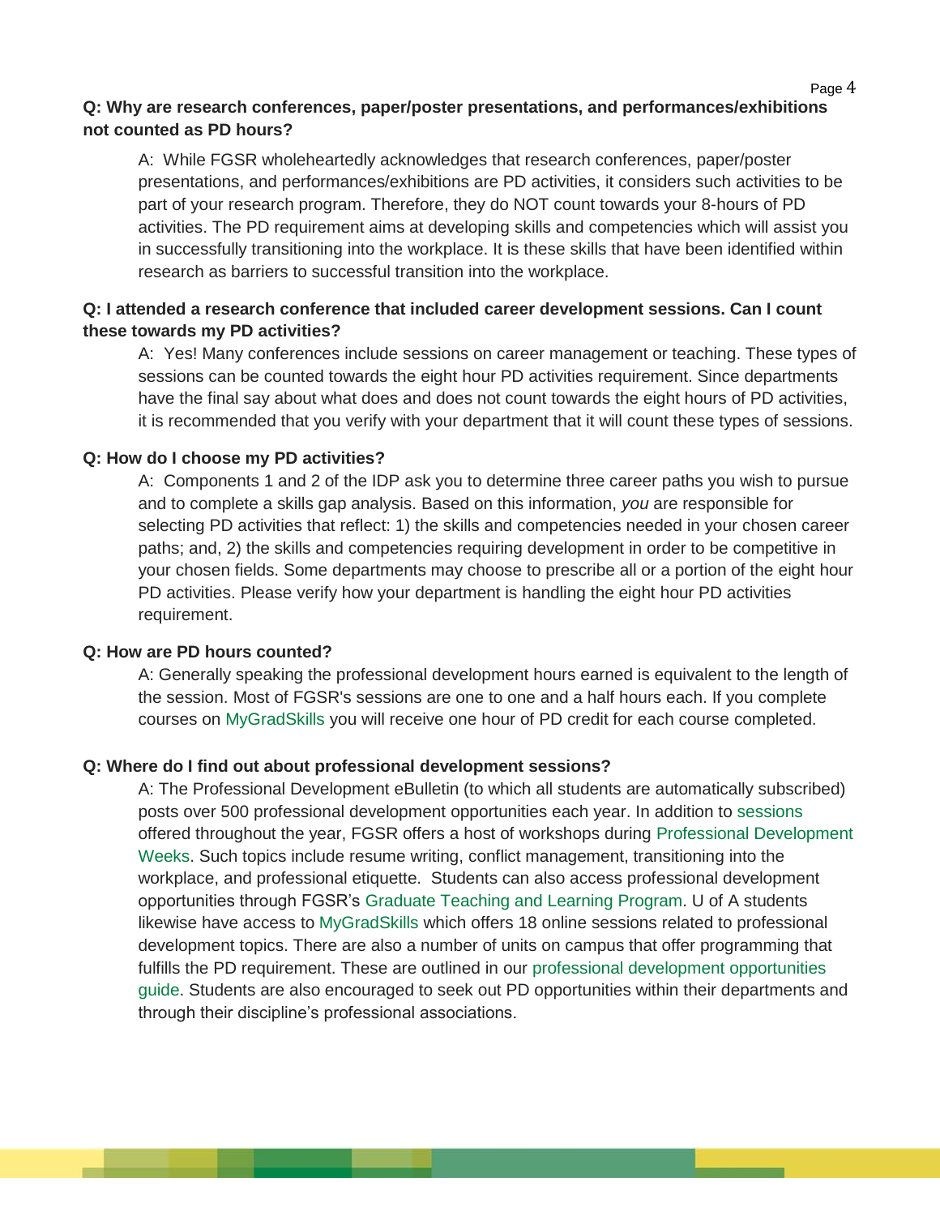**Q: Why are research conferences, paper/poster presentations, and performances/exhibitions not counted as PD hours?**

A: While FGSR wholeheartedly acknowledges that research conferences, paper/poster presentations, and performances/exhibitions are PD activities, it considers such activities to be part of your research program. Therefore, they do NOT count towards your 8-hours of PD activities. The PD requirement aims at developing skills and competencies which will assist you in successfully transitioning into the workplace. It is these skills that have been identified within research as barriers to successful transition into the workplace.

**Q: I attended a research conference that included career development sessions. Can I count these towards my PD activities?**

A: Yes! Many conferences include sessions on career management or teaching. These types of sessions can be counted towards the eight hour PD activities requirement. Since departments have the final say about what does and does not count towards the eight hours of PD activities, it is recommended that you verify with your department that it will count these types of sessions.

**Q: How do I choose my PD activities?**

A: Components 1 and 2 of the IDP ask you to determine three career paths you wish to pursue and to complete a skills gap analysis. Based on this information, *you* are responsible for selecting PD activities that reflect: 1) the skills and competencies needed in your chosen career paths; and, 2) the skills and competencies requiring development in order to be competitive in your chosen fields. Some departments may choose to prescribe all or a portion of the eight hour PD activities. Please verify how your department is handling the eight hour PD activities requirement.

**Q: How are PD hours counted?**

A: Generally speaking the professional development hours earned is equivalent to the length of the session. Most of FGSR's sessions are one to one and a half hours each. If you complete courses on MyGradSkills you will receive one hour of PD credit for each course completed.

**Q: Where do I find out about professional development sessions?**

A: The Professional Development eBulletin (to which all students are automatically subscribed) posts over 500 professional development opportunities each year. In addition to sessions offered throughout the year, FGSR offers a host of workshops during Professional Development Weeks. Such topics include resume writing, conflict management, transitioning into the workplace, and professional etiquette. Students can also access professional development opportunities through FGSR's Graduate Teaching and Learning Program. U of A students likewise have access to MyGradSkills which offers 18 online sessions related to professional development topics. There are also a number of units on campus that offer programming that fulfills the PD requirement. These are outlined in our professional development opportunities guide. Students are also encouraged to seek out PD opportunities within their departments and through their discipline's professional associations.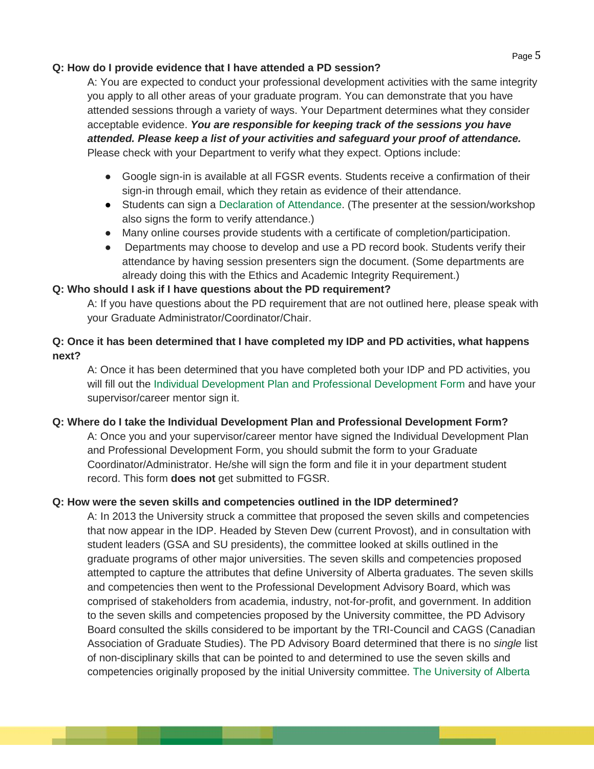**Q: How do I provide evidence that I have attended a PD session?**

A: You are expected to conduct your professional development activities with the same integrity you apply to all other areas of your graduate program. You can demonstrate that you have attended sessions through a variety of ways. Your Department determines what they consider acceptable evidence. ***You are responsible for keeping track of the sessions you have attended. Please keep a list of your activities and safeguard your proof of attendance.*** Please check with your Department to verify what they expect. Options include:

- Google sign-in is available at all FGSR events. Students receive a confirmation of their sign-in through email, which they retain as evidence of their attendance.
- Students can sign a Declaration of Attendance. (The presenter at the session/workshop also signs the form to verify attendance.)
- Many online courses provide students with a certificate of completion/participation.
- Departments may choose to develop and use a PD record book. Students verify their attendance by having session presenters sign the document. (Some departments are already doing this with the Ethics and Academic Integrity Requirement.)

**Q: Who should I ask if I have questions about the PD requirement?**

A: If you have questions about the PD requirement that are not outlined here, please speak with your Graduate Administrator/Coordinator/Chair.

**Q: Once it has been determined that I have completed my IDP and PD activities, what happens next?**

A: Once it has been determined that you have completed both your IDP and PD activities, you will fill out the Individual Development Plan and Professional Development Form and have your supervisor/career mentor sign it.

**Q: Where do I take the Individual Development Plan and Professional Development Form?**

A: Once you and your supervisor/career mentor have signed the Individual Development Plan and Professional Development Form, you should submit the form to your Graduate Coordinator/Administrator. He/she will sign the form and file it in your department student record. This form **does not** get submitted to FGSR.

**Q: How were the seven skills and competencies outlined in the IDP determined?**

A: In 2013 the University struck a committee that proposed the seven skills and competencies that now appear in the IDP. Headed by Steven Dew (current Provost), and in consultation with student leaders (GSA and SU presidents), the committee looked at skills outlined in the graduate programs of other major universities. The seven skills and competencies proposed attempted to capture the attributes that define University of Alberta graduates. The seven skills and competencies then went to the Professional Development Advisory Board, which was comprised of stakeholders from academia, industry, not-for-profit, and government. In addition to the seven skills and competencies proposed by the University committee, the PD Advisory Board consulted the skills considered to be important by the TRI-Council and CAGS (Canadian Association of Graduate Studies). The PD Advisory Board determined that there is no *single* list of non-disciplinary skills that can be pointed to and determined to use the seven skills and competencies originally proposed by the initial University committee. The University of Alberta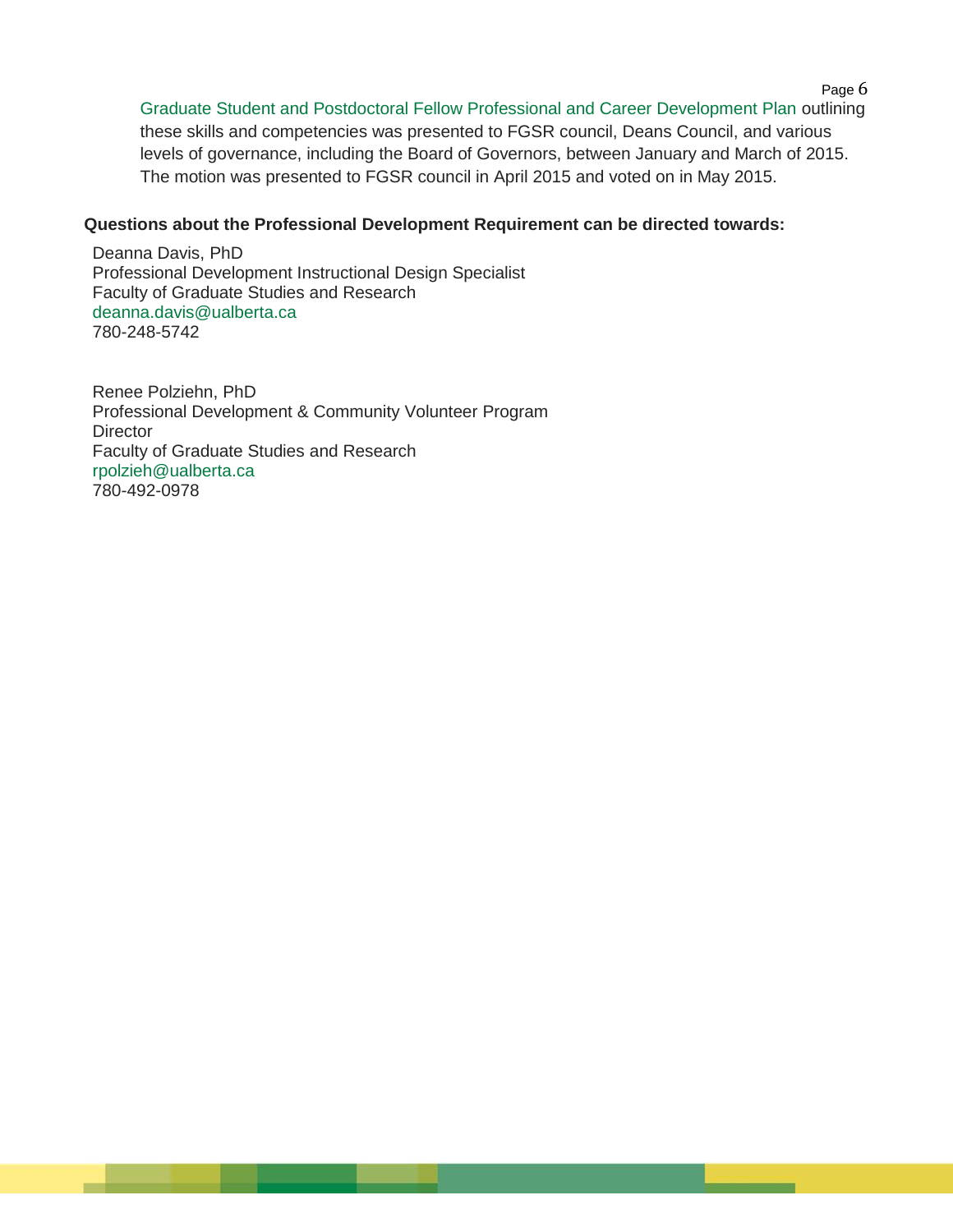Graduate Student and Postdoctoral Fellow Professional and Career Development Plan outlining these skills and competencies was presented to FGSR council, Deans Council, and various levels of governance, including the Board of Governors, between January and March of 2015. The motion was presented to FGSR council in April 2015 and voted on in May 2015.

**Questions about the Professional Development Requirement can be directed towards:**

Deanna Davis, PhD
Professional Development Instructional Design Specialist
Faculty of Graduate Studies and Research
deanna.davis@ualberta.ca
780-248-5742

Renee Polziehn, PhD
Professional Development & Community Volunteer Program Director
Faculty of Graduate Studies and Research
rpolzieh@ualberta.ca
780-492-0978